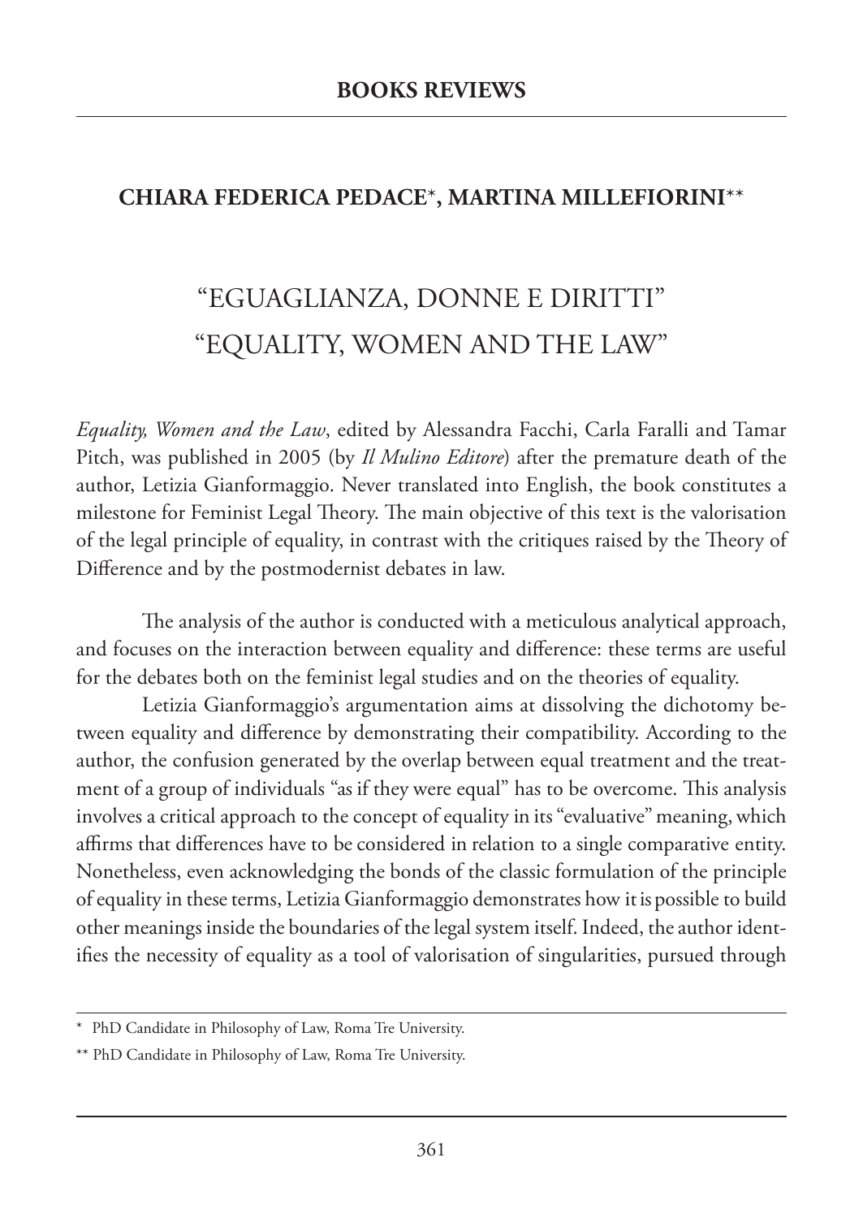## BOOKS REVIEWS

**CHIARA FEDERICA PEDACE*, MARTINA MILLEFIORINI****

# "EGUAGLIANZA, DONNE E DIRITTI"
# "EQUALITY, WOMEN AND THE LAW"

*Equality, Women and the Law*, edited by Alessandra Facchi, Carla Faralli and Tamar Pitch, was published in 2005 (by *Il Mulino Editore*) after the premature death of the author, Letizia Gianformaggio. Never translated into English, the book constitutes a milestone for Feminist Legal Theory. The main objective of this text is the valorisation of the legal principle of equality, in contrast with the critiques raised by the Theory of Difference and by the postmodernist debates in law.

The analysis of the author is conducted with a meticulous analytical approach, and focuses on the interaction between equality and difference: these terms are useful for the debates both on the feminist legal studies and on the theories of equality.

Letizia Gianformaggio's argumentation aims at dissolving the dichotomy between equality and difference by demonstrating their compatibility. According to the author, the confusion generated by the overlap between equal treatment and the treatment of a group of individuals "as if they were equal" has to be overcome. This analysis involves a critical approach to the concept of equality in its "evaluative" meaning, which affirms that differences have to be considered in relation to a single comparative entity. Nonetheless, even acknowledging the bonds of the classic formulation of the principle of equality in these terms, Letizia Gianformaggio demonstrates how it is possible to build other meanings inside the boundaries of the legal system itself. Indeed, the author identifies the necessity of equality as a tool of valorisation of singularities, pursued through

\* PhD Candidate in Philosophy of Law, Roma Tre University.

\** PhD Candidate in Philosophy of Law, Roma Tre University.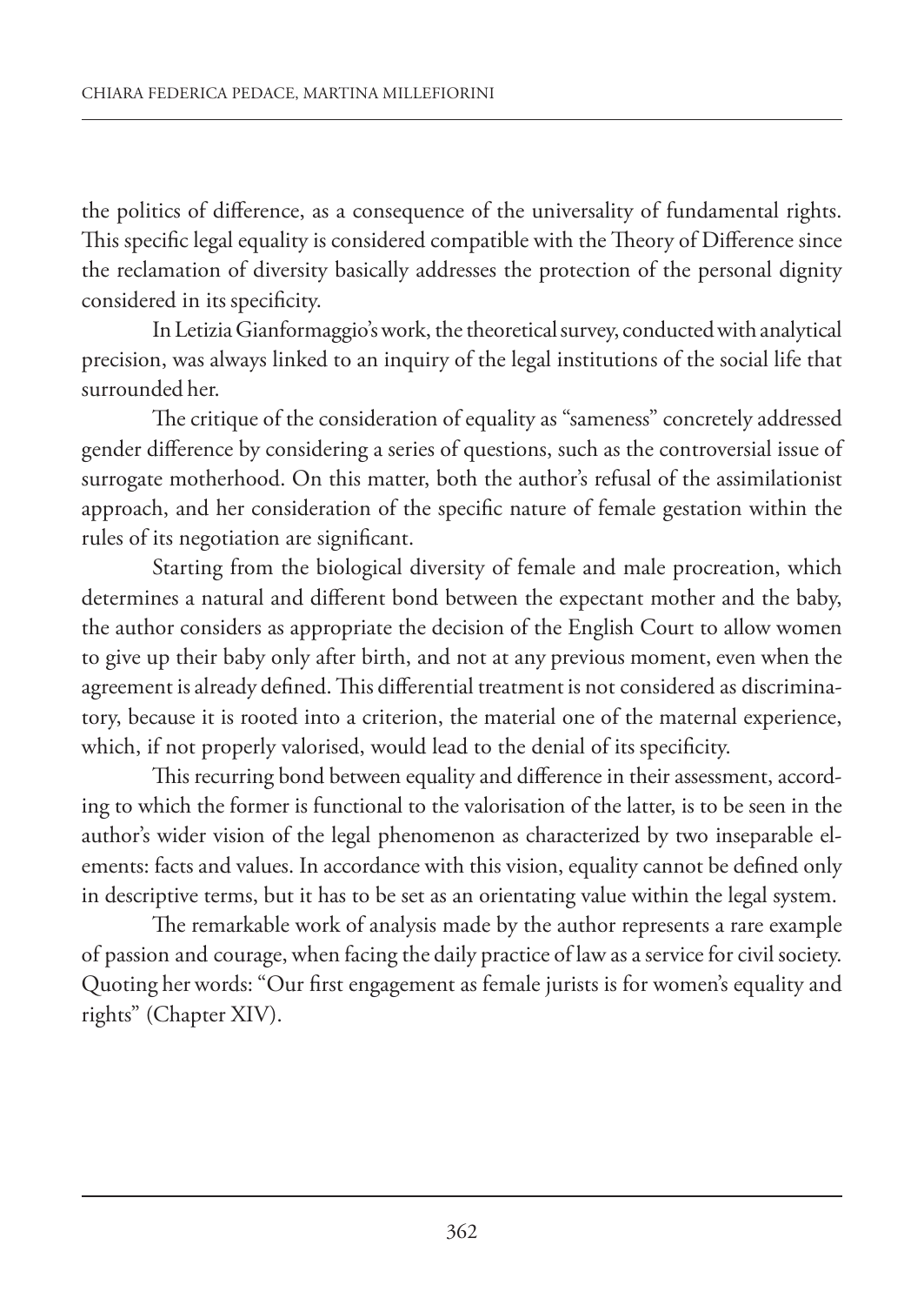the politics of difference, as a consequence of the universality of fundamental rights. This specific legal equality is considered compatible with the Theory of Difference since the reclamation of diversity basically addresses the protection of the personal dignity considered in its specificity.

In Letizia Gianformaggio's work, the theoretical survey, conducted with analytical precision, was always linked to an inquiry of the legal institutions of the social life that surrounded her.

The critique of the consideration of equality as "sameness" concretely addressed gender difference by considering a series of questions, such as the controversial issue of surrogate motherhood. On this matter, both the author's refusal of the assimilationist approach, and her consideration of the specific nature of female gestation within the rules of its negotiation are significant.

Starting from the biological diversity of female and male procreation, which determines a natural and different bond between the expectant mother and the baby, the author considers as appropriate the decision of the English Court to allow women to give up their baby only after birth, and not at any previous moment, even when the agreement is already defined. This differential treatment is not considered as discriminatory, because it is rooted into a criterion, the material one of the maternal experience, which, if not properly valorised, would lead to the denial of its specificity.

This recurring bond between equality and difference in their assessment, according to which the former is functional to the valorisation of the latter, is to be seen in the author's wider vision of the legal phenomenon as characterized by two inseparable elements: facts and values. In accordance with this vision, equality cannot be defined only in descriptive terms, but it has to be set as an orientating value within the legal system.

The remarkable work of analysis made by the author represents a rare example of passion and courage, when facing the daily practice of law as a service for civil society. Quoting her words: "Our first engagement as female jurists is for women's equality and rights" (Chapter XIV).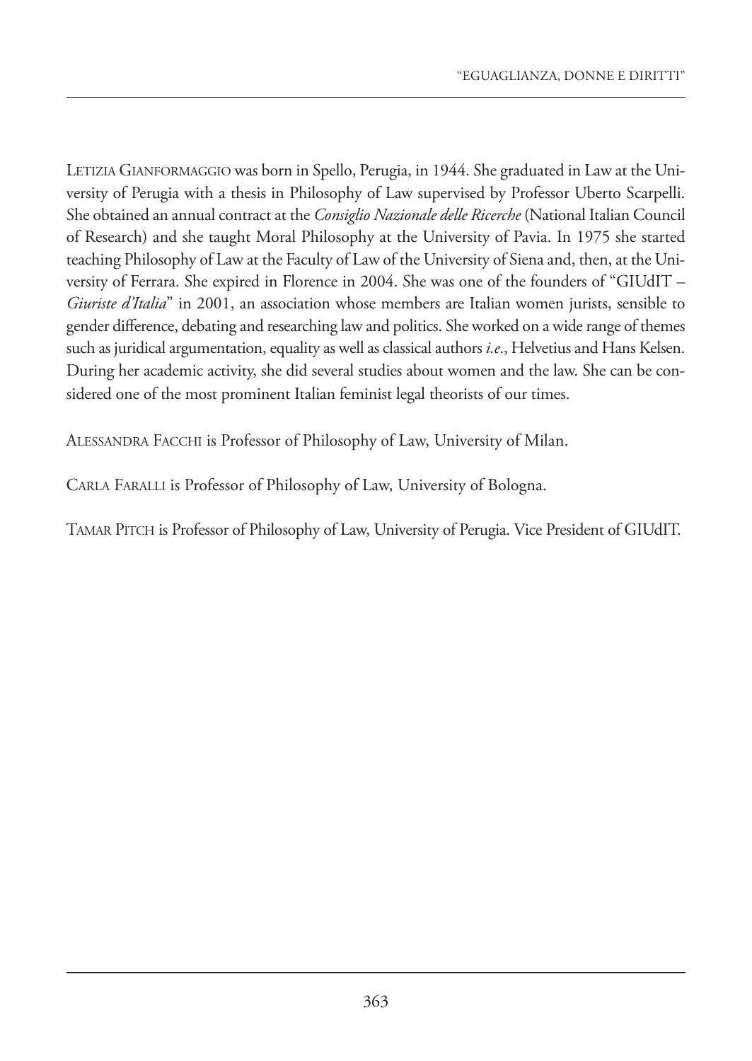LETIZIA GIANFORMAGGIO was born in Spello, Perugia, in 1944. She graduated in Law at the University of Perugia with a thesis in Philosophy of Law supervised by Professor Uberto Scarpelli. She obtained an annual contract at the *Consiglio Nazionale delle Ricerche* (National Italian Council of Research) and she taught Moral Philosophy at the University of Pavia. In 1975 she started teaching Philosophy of Law at the Faculty of Law of the University of Siena and, then, at the University of Ferrara. She expired in Florence in 2004. She was one of the founders of "GIUdIT – *Giuriste d'Italia*" in 2001, an association whose members are Italian women jurists, sensible to gender difference, debating and researching law and politics. She worked on a wide range of themes such as juridical argumentation, equality as well as classical authors *i.e*., Helvetius and Hans Kelsen. During her academic activity, she did several studies about women and the law. She can be considered one of the most prominent Italian feminist legal theorists of our times.

ALESSANDRA FACCHI is Professor of Philosophy of Law, University of Milan.

CARLA FARALLI is Professor of Philosophy of Law, University of Bologna.

TAMAR PITCH is Professor of Philosophy of Law, University of Perugia. Vice President of GIUdIT.